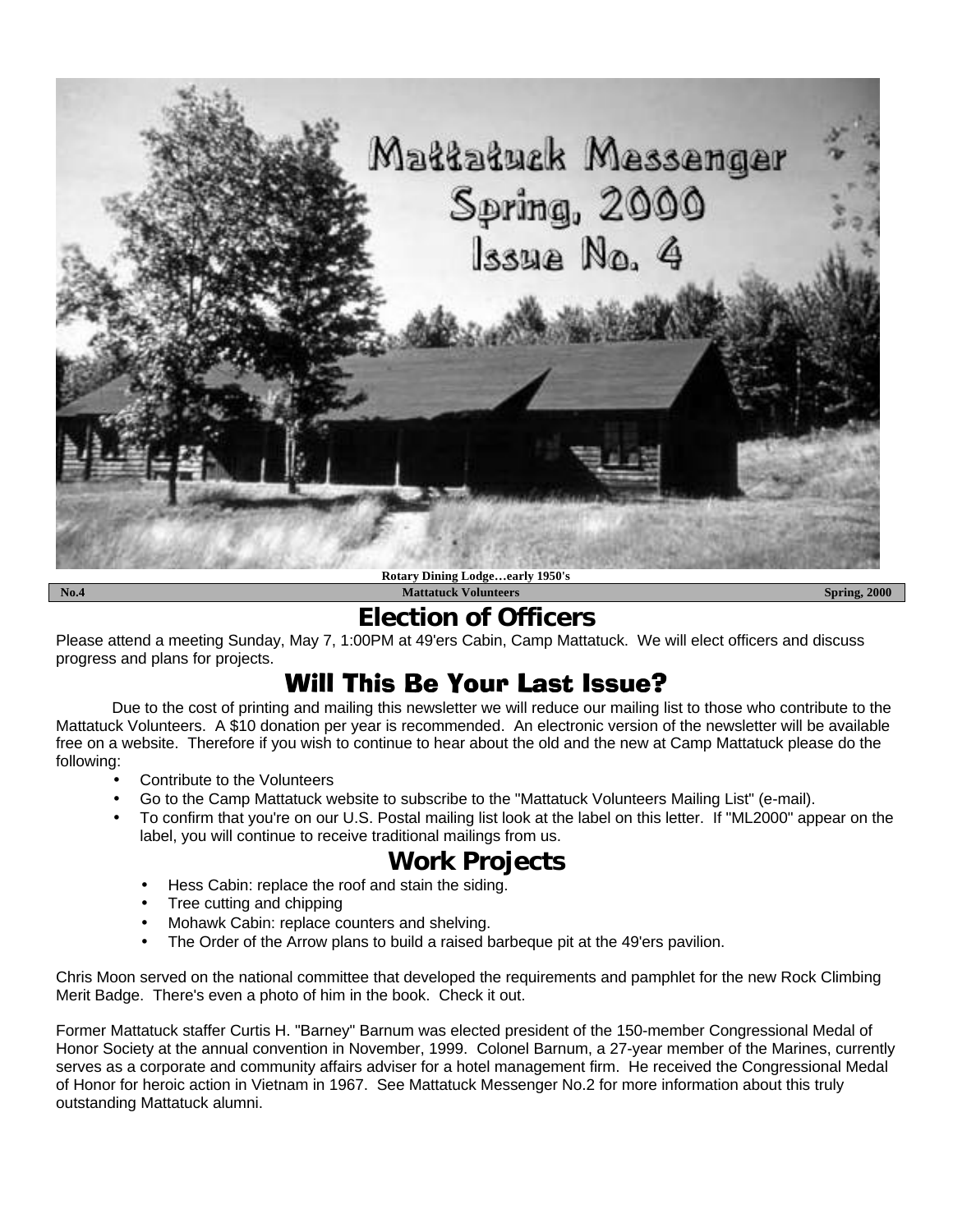# Mattatuck Messenger Spring, 2000 Issue No. 4

Rotary Dining Lodge…early 1950's

**No.4** | **Mattatuck Volunteers** | **Spring, 2000**

## Election of Officers

Please attend a meeting Sunday, May 7, 1:00PM at 49'ers Cabin, Camp Mattatuck. We will elect officers and discuss progress and plans for projects.

## Will This Be Your Last Issue?

Due to the cost of printing and mailing this newsletter we will reduce our mailing list to those who contribute to the Mattatuck Volunteers. A $10 donation per year is recommended. An electronic version of the newsletter will be available free on a website. Therefore if you wish to continue to hear about the old and the new at Camp Mattatuck please do the following:

- Contribute to the Volunteers
- Go to the Camp Mattatuck website to subscribe to the "Mattatuck Volunteers Mailing List" (e-mail).
- To confirm that you're on our U.S. Postal mailing list look at the label on this letter. If "ML2000" appear on the label, you will continue to receive traditional mailings from us.

## Work Projects

- Hess Cabin: replace the roof and stain the siding.
- Tree cutting and chipping
- Mohawk Cabin: replace counters and shelving.
- The Order of the Arrow plans to build a raised barbeque pit at the 49'ers pavilion.

Chris Moon served on the national committee that developed the requirements and pamphlet for the new Rock Climbing Merit Badge. There's even a photo of him in the book. Check it out.

Former Mattatuck staffer Curtis H. "Barney" Barnum was elected president of the 150-member Congressional Medal of Honor Society at the annual convention in November, 1999. Colonel Barnum, a 27-year member of the Marines, currently serves as a corporate and community affairs adviser for a hotel management firm. He received the Congressional Medal of Honor for heroic action in Vietnam in 1967. See Mattatuck Messenger No.2 for more information about this truly outstanding Mattatuck alumni.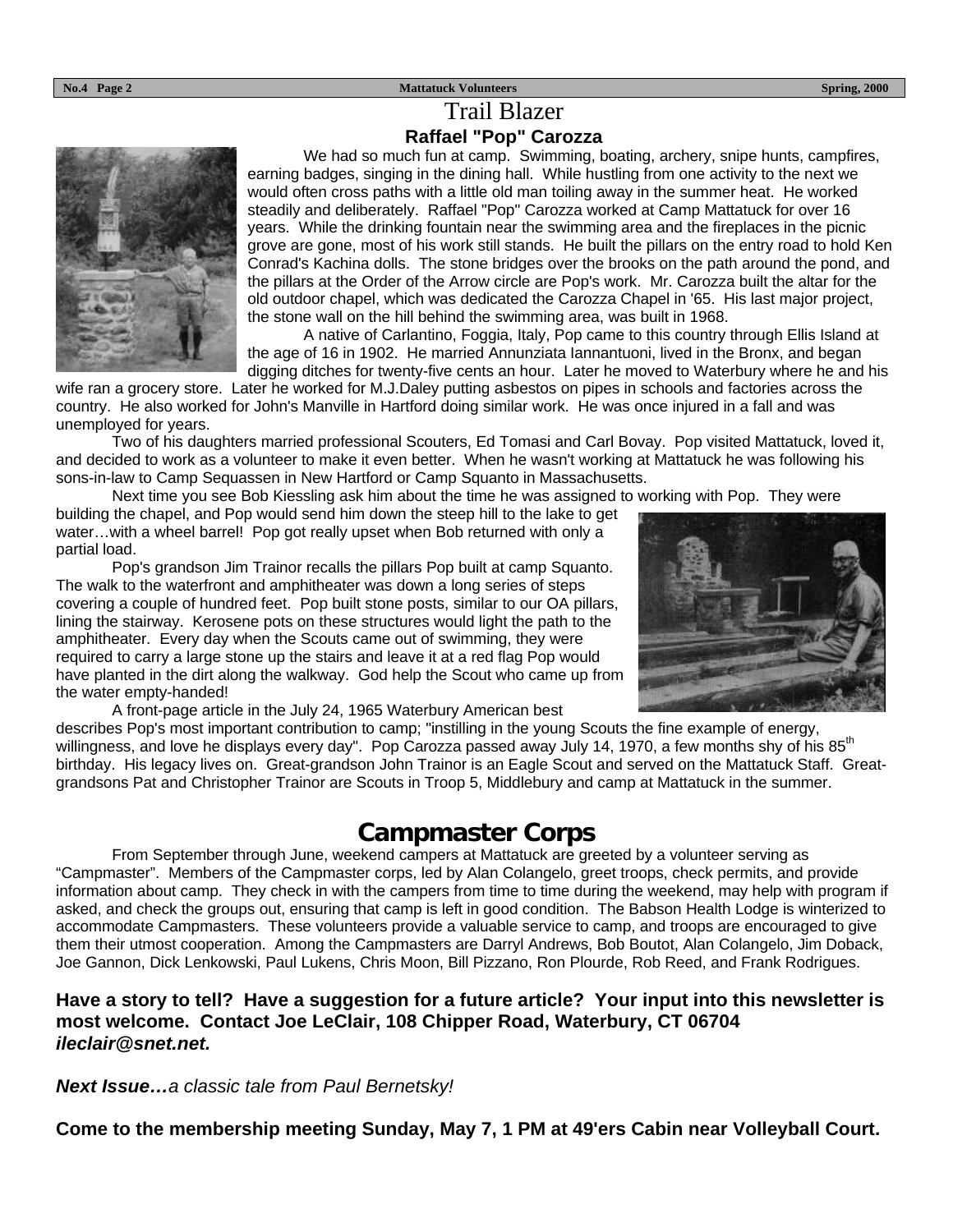# Trail Blazer

## Raffael "Pop" Carozza

We had so much fun at camp. Swimming, boating, archery, snipe hunts, campfires, earning badges, singing in the dining hall. While hustling from one activity to the next we would often cross paths with a little old man toiling away in the summer heat. He worked steadily and deliberately. Raffael "Pop" Carozza worked at Camp Mattatuck for over 16 years. While the drinking fountain near the swimming area and the fireplaces in the picnic grove are gone, most of his work still stands. He built the pillars on the entry road to hold Ken Conrad's Kachina dolls. The stone bridges over the brooks on the path around the pond, and the pillars at the Order of the Arrow circle are Pop's work. Mr. Carozza built the altar for the old outdoor chapel, which was dedicated the Carozza Chapel in '65. His last major project, the stone wall on the hill behind the swimming area, was built in 1968.

A native of Carlantino, Foggia, Italy, Pop came to this country through Ellis Island at the age of 16 in 1902. He married Annunziata Iannantuoni, lived in the Bronx, and began digging ditches for twenty-five cents an hour. Later he moved to Waterbury where he and his wife ran a grocery store. Later he worked for M.J.Daley putting asbestos on pipes in schools and factories across the country. He also worked for John's Manville in Hartford doing similar work. He was once injured in a fall and was unemployed for years.

Two of his daughters married professional Scouters, Ed Tomasi and Carl Bovay. Pop visited Mattatuck, loved it, and decided to work as a volunteer to make it even better. When he wasn't working at Mattatuck he was following his sons-in-law to Camp Sequassen in New Hartford or Camp Squanto in Massachusetts.

Next time you see Bob Kiessling ask him about the time he was assigned to working with Pop. They were building the chapel, and Pop would send him down the steep hill to the lake to get water…with a wheel barrel! Pop got really upset when Bob returned with only a partial load.

Pop's grandson Jim Trainor recalls the pillars Pop built at camp Squanto. The walk to the waterfront and amphitheater was down a long series of steps covering a couple of hundred feet. Pop built stone posts, similar to our OA pillars, lining the stairway. Kerosene pots on these structures would light the path to the amphitheater. Every day when the Scouts came out of swimming, they were required to carry a large stone up the stairs and leave it at a red flag Pop would have planted in the dirt along the walkway. God help the Scout who came up from the water empty-handed!

A front-page article in the July 24, 1965 Waterbury American best describes Pop's most important contribution to camp; "instilling in the young Scouts the fine example of energy, willingness, and love he displays every day". Pop Carozza passed away July 14, 1970, a few months shy of his 85th birthday. His legacy lives on. Great-grandson John Trainor is an Eagle Scout and served on the Mattatuck Staff. Great-grandsons Pat and Christopher Trainor are Scouts in Troop 5, Middlebury and camp at Mattatuck in the summer.

# Campmaster Corps

From September through June, weekend campers at Mattatuck are greeted by a volunteer serving as "Campmaster". Members of the Campmaster corps, led by Alan Colangelo, greet troops, check permits, and provide information about camp. They check in with the campers from time to time during the weekend, may help with program if asked, and check the groups out, ensuring that camp is left in good condition. The Babson Health Lodge is winterized to accommodate Campmasters. These volunteers provide a valuable service to camp, and troops are encouraged to give them their utmost cooperation. Among the Campmasters are Darryl Andrews, Bob Boutot, Alan Colangelo, Jim Doback, Joe Gannon, Dick Lenkowski, Paul Lukens, Chris Moon, Bill Pizzano, Ron Plourde, Rob Reed, and Frank Rodrigues.

**Have a story to tell? Have a suggestion for a future article? Your input into this newsletter is most welcome. Contact Joe LeClair, 108 Chipper Road, Waterbury, CT 06704 *ileclair@snet.net.***

***Next Issue…*** *a classic tale from Paul Bernetsky!*

**Come to the membership meeting Sunday, May 7, 1 PM at 49'ers Cabin near Volleyball Court.**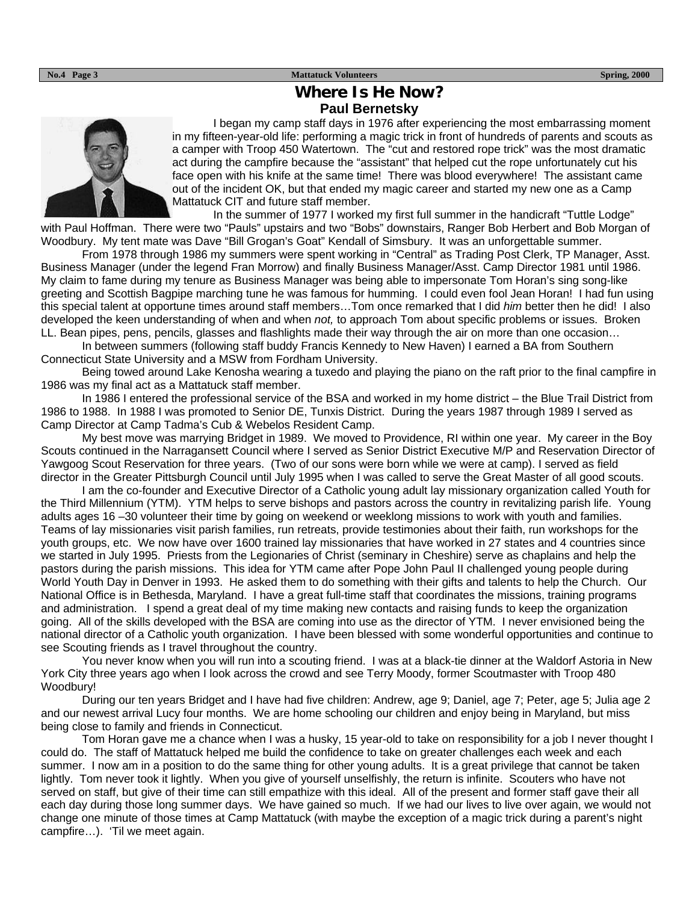# Where Is He Now?

## Paul Bernetsky

I began my camp staff days in 1976 after experiencing the most embarrassing moment in my fifteen-year-old life: performing a magic trick in front of hundreds of parents and scouts as a camper with Troop 450 Watertown. The "cut and restored rope trick" was the most dramatic act during the campfire because the "assistant" that helped cut the rope unfortunately cut his face open with his knife at the same time! There was blood everywhere! The assistant came out of the incident OK, but that ended my magic career and started my new one as a Camp Mattatuck CIT and future staff member.

In the summer of 1977 I worked my first full summer in the handicraft "Tuttle Lodge" with Paul Hoffman. There were two "Pauls" upstairs and two "Bobs" downstairs, Ranger Bob Herbert and Bob Morgan of Woodbury. My tent mate was Dave "Bill Grogan's Goat" Kendall of Simsbury. It was an unforgettable summer.

From 1978 through 1986 my summers were spent working in "Central" as Trading Post Clerk, TP Manager, Asst. Business Manager (under the legend Fran Morrow) and finally Business Manager/Asst. Camp Director 1981 until 1986. My claim to fame during my tenure as Business Manager was being able to impersonate Tom Horan's sing song-like greeting and Scottish Bagpipe marching tune he was famous for humming. I could even fool Jean Horan! I had fun using this special talent at opportune times around staff members…Tom once remarked that I did *him* better then he did! I also developed the keen understanding of when and when *not,* to approach Tom about specific problems or issues. Broken LL. Bean pipes, pens, pencils, glasses and flashlights made their way through the air on more than one occasion…

In between summers (following staff buddy Francis Kennedy to New Haven) I earned a BA from Southern Connecticut State University and a MSW from Fordham University.

Being towed around Lake Kenosha wearing a tuxedo and playing the piano on the raft prior to the final campfire in 1986 was my final act as a Mattatuck staff member.

In 1986 I entered the professional service of the BSA and worked in my home district – the Blue Trail District from 1986 to 1988. In 1988 I was promoted to Senior DE, Tunxis District. During the years 1987 through 1989 I served as Camp Director at Camp Tadma's Cub & Webelos Resident Camp.

My best move was marrying Bridget in 1989. We moved to Providence, RI within one year. My career in the Boy Scouts continued in the Narragansett Council where I served as Senior District Executive M/P and Reservation Director of Yawgoog Scout Reservation for three years. (Two of our sons were born while we were at camp). I served as field director in the Greater Pittsburgh Council until July 1995 when I was called to serve the Great Master of all good scouts.

I am the co-founder and Executive Director of a Catholic young adult lay missionary organization called Youth for the Third Millennium (YTM). YTM helps to serve bishops and pastors across the country in revitalizing parish life. Young adults ages 16 –30 volunteer their time by going on weekend or weeklong missions to work with youth and families. Teams of lay missionaries visit parish families, run retreats, provide testimonies about their faith, run workshops for the youth groups, etc. We now have over 1600 trained lay missionaries that have worked in 27 states and 4 countries since we started in July 1995. Priests from the Legionaries of Christ (seminary in Cheshire) serve as chaplains and help the pastors during the parish missions. This idea for YTM came after Pope John Paul II challenged young people during World Youth Day in Denver in 1993. He asked them to do something with their gifts and talents to help the Church. Our National Office is in Bethesda, Maryland. I have a great full-time staff that coordinates the missions, training programs and administration. I spend a great deal of my time making new contacts and raising funds to keep the organization going. All of the skills developed with the BSA are coming into use as the director of YTM. I never envisioned being the national director of a Catholic youth organization. I have been blessed with some wonderful opportunities and continue to see Scouting friends as I travel throughout the country.

You never know when you will run into a scouting friend. I was at a black-tie dinner at the Waldorf Astoria in New York City three years ago when I look across the crowd and see Terry Moody, former Scoutmaster with Troop 480 Woodbury!

During our ten years Bridget and I have had five children: Andrew, age 9; Daniel, age 7; Peter, age 5; Julia age 2 and our newest arrival Lucy four months. We are home schooling our children and enjoy being in Maryland, but miss being close to family and friends in Connecticut.

Tom Horan gave me a chance when I was a husky, 15 year-old to take on responsibility for a job I never thought I could do. The staff of Mattatuck helped me build the confidence to take on greater challenges each week and each summer. I now am in a position to do the same thing for other young adults. It is a great privilege that cannot be taken lightly. Tom never took it lightly. When you give of yourself unselfishly, the return is infinite. Scouters who have not served on staff, but give of their time can still empathize with this ideal. All of the present and former staff gave their all each day during those long summer days. We have gained so much. If we had our lives to live over again, we would not change one minute of those times at Camp Mattatuck (with maybe the exception of a magic trick during a parent's night campfire…). 'Til we meet again.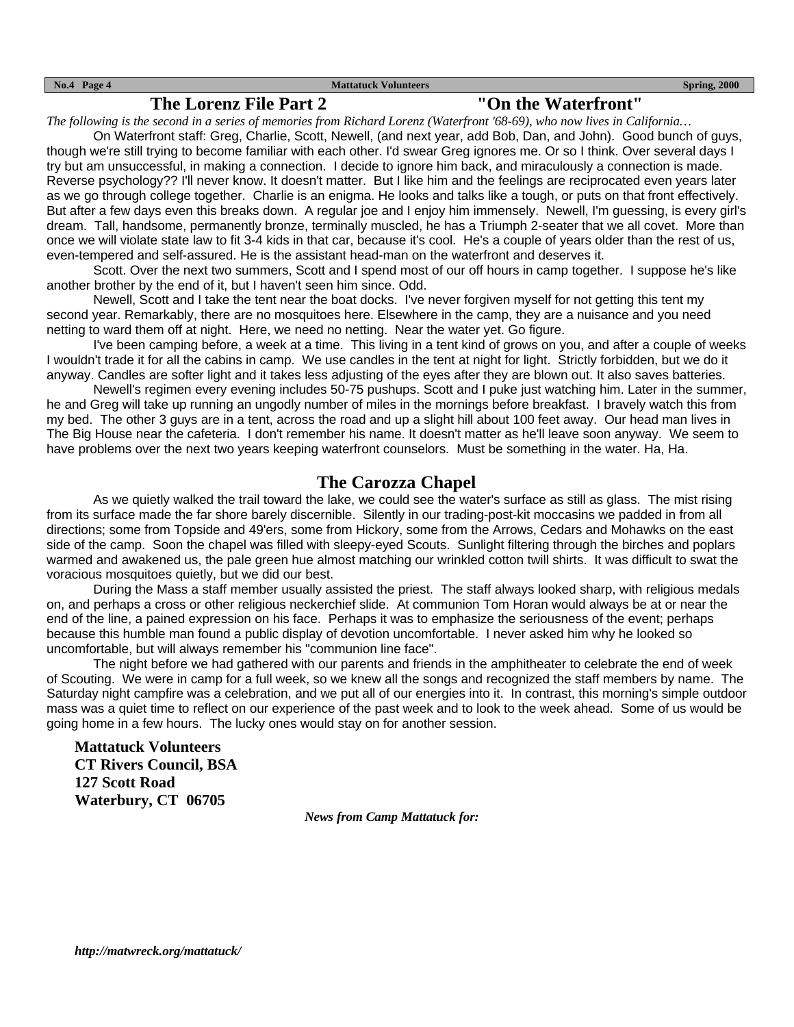## The Lorenz File Part 2 — "On the Waterfront"

*The following is the second in a series of memories from Richard Lorenz (Waterfront '68-69), who now lives in California…*

On Waterfront staff: Greg, Charlie, Scott, Newell, (and next year, add Bob, Dan, and John). Good bunch of guys, though we're still trying to become familiar with each other. I'd swear Greg ignores me. Or so I think. Over several days I try but am unsuccessful, in making a connection. I decide to ignore him back, and miraculously a connection is made. Reverse psychology?? I'll never know. It doesn't matter. But I like him and the feelings are reciprocated even years later as we go through college together. Charlie is an enigma. He looks and talks like a tough, or puts on that front effectively. But after a few days even this breaks down. A regular joe and I enjoy him immensely. Newell, I'm guessing, is every girl's dream. Tall, handsome, permanently bronze, terminally muscled, he has a Triumph 2-seater that we all covet. More than once we will violate state law to fit 3-4 kids in that car, because it's cool. He's a couple of years older than the rest of us, even-tempered and self-assured. He is the assistant head-man on the waterfront and deserves it.

Scott. Over the next two summers, Scott and I spend most of our off hours in camp together. I suppose he's like another brother by the end of it, but I haven't seen him since. Odd.

Newell, Scott and I take the tent near the boat docks. I've never forgiven myself for not getting this tent my second year. Remarkably, there are no mosquitoes here. Elsewhere in the camp, they are a nuisance and you need netting to ward them off at night. Here, we need no netting. Near the water yet. Go figure.

I've been camping before, a week at a time. This living in a tent kind of grows on you, and after a couple of weeks I wouldn't trade it for all the cabins in camp. We use candles in the tent at night for light. Strictly forbidden, but we do it anyway. Candles are softer light and it takes less adjusting of the eyes after they are blown out. It also saves batteries.

Newell's regimen every evening includes 50-75 pushups. Scott and I puke just watching him. Later in the summer, he and Greg will take up running an ungodly number of miles in the mornings before breakfast. I bravely watch this from my bed. The other 3 guys are in a tent, across the road and up a slight hill about 100 feet away. Our head man lives in The Big House near the cafeteria. I don't remember his name. It doesn't matter as he'll leave soon anyway. We seem to have problems over the next two years keeping waterfront counselors. Must be something in the water. Ha, Ha.

## The Carozza Chapel

As we quietly walked the trail toward the lake, we could see the water's surface as still as glass. The mist rising from its surface made the far shore barely discernible. Silently in our trading-post-kit moccasins we padded in from all directions; some from Topside and 49'ers, some from Hickory, some from the Arrows, Cedars and Mohawks on the east side of the camp. Soon the chapel was filled with sleepy-eyed Scouts. Sunlight filtering through the birches and poplars warmed and awakened us, the pale green hue almost matching our wrinkled cotton twill shirts. It was difficult to swat the voracious mosquitoes quietly, but we did our best.

During the Mass a staff member usually assisted the priest. The staff always looked sharp, with religious medals on, and perhaps a cross or other religious neckerchief slide. At communion Tom Horan would always be at or near the end of the line, a pained expression on his face. Perhaps it was to emphasize the seriousness of the event; perhaps because this humble man found a public display of devotion uncomfortable. I never asked him why he looked so uncomfortable, but will always remember his "communion line face".

The night before we had gathered with our parents and friends in the amphitheater to celebrate the end of week of Scouting. We were in camp for a full week, so we knew all the songs and recognized the staff members by name. The Saturday night campfire was a celebration, and we put all of our energies into it. In contrast, this morning's simple outdoor mass was a quiet time to reflect on our experience of the past week and to look to the week ahead. Some of us would be going home in a few hours. The lucky ones would stay on for another session.

**Mattatuck Volunteers**
**CT Rivers Council, BSA**
**127 Scott Road**
**Waterbury, CT 06705**

***News from Camp Mattatuck for:***

***http://matwreck.org/mattatuck/***